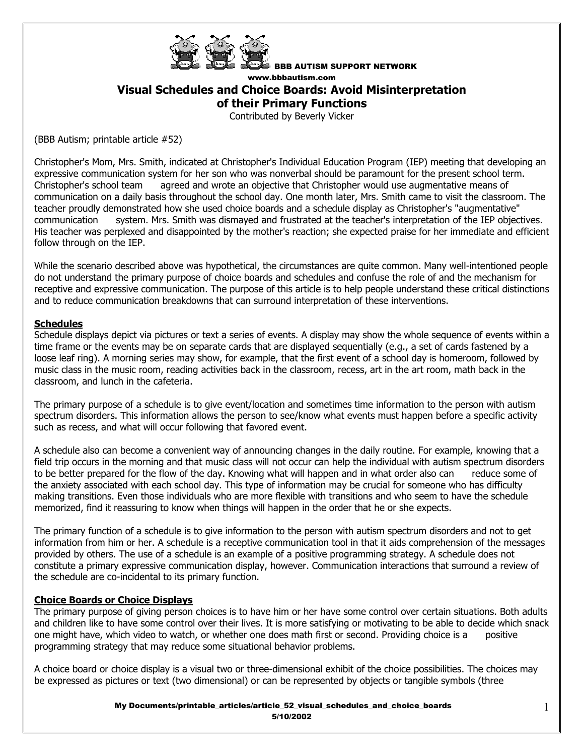BBB AUTISM SUPPORT NETWORK

www.bbbautism.com

# Visual Schedules and Choice Boards: Avoid Misinterpretation of their Primary Functions

Contributed by Beverly Vicker

(BBB Autism; printable article #52)

Christopher's Mom, Mrs. Smith, indicated at Christopher's Individual Education Program (IEP) meeting that developing an expressive communication system for her son who was nonverbal should be paramount for the present school term. Christopher's school team agreed and wrote an objective that Christopher would use augmentative means of communication on a daily basis throughout the school day. One month later, Mrs. Smith came to visit the classroom. The teacher proudly demonstrated how she used choice boards and a schedule display as Christopher's "augmentative" communication system. Mrs. Smith was dismayed and frustrated at the teacher's interpretation of the IEP objectives. His teacher was perplexed and disappointed by the mother's reaction; she expected praise for her immediate and efficient follow through on the IEP.

While the scenario described above was hypothetical, the circumstances are quite common. Many well-intentioned people do not understand the primary purpose of choice boards and schedules and confuse the role of and the mechanism for receptive and expressive communication. The purpose of this article is to help people understand these critical distinctions and to reduce communication breakdowns that can surround interpretation of these interventions.

## Schedules

Schedule displays depict via pictures or text a series of events. A display may show the whole sequence of events within a time frame or the events may be on separate cards that are displayed sequentially (e.g., a set of cards fastened by a loose leaf ring). A morning series may show, for example, that the first event of a school day is homeroom, followed by music class in the music room, reading activities back in the classroom, recess, art in the art room, math back in the classroom, and lunch in the cafeteria.

The primary purpose of a schedule is to give event/location and sometimes time information to the person with autism spectrum disorders. This information allows the person to see/know what events must happen before a specific activity such as recess, and what will occur following that favored event.

A schedule also can become a convenient way of announcing changes in the daily routine. For example, knowing that a field trip occurs in the morning and that music class will not occur can help the individual with autism spectrum disorders to be better prepared for the flow of the day. Knowing what will happen and in what order also can reduce some of the anxiety associated with each school day. This type of information may be crucial for someone who has difficulty making transitions. Even those individuals who are more flexible with transitions and who seem to have the schedule memorized, find it reassuring to know when things will happen in the order that he or she expects.

The primary function of a schedule is to give information to the person with autism spectrum disorders and not to get information from him or her. A schedule is a receptive communication tool in that it aids comprehension of the messages provided by others. The use of a schedule is an example of a positive programming strategy. A schedule does not constitute a primary expressive communication display, however. Communication interactions that surround a review of the schedule are co-incidental to its primary function.

## Choice Boards or Choice Displays

The primary purpose of giving person choices is to have him or her have some control over certain situations. Both adults and children like to have some control over their lives. It is more satisfying or motivating to be able to decide which snack one might have, which video to watch, or whether one does math first or second. Providing choice is a positive programming strategy that may reduce some situational behavior problems.

A choice board or choice display is a visual two or three-dimensional exhibit of the choice possibilities. The choices may be expressed as pictures or text (two dimensional) or can be represented by objects or tangible symbols (three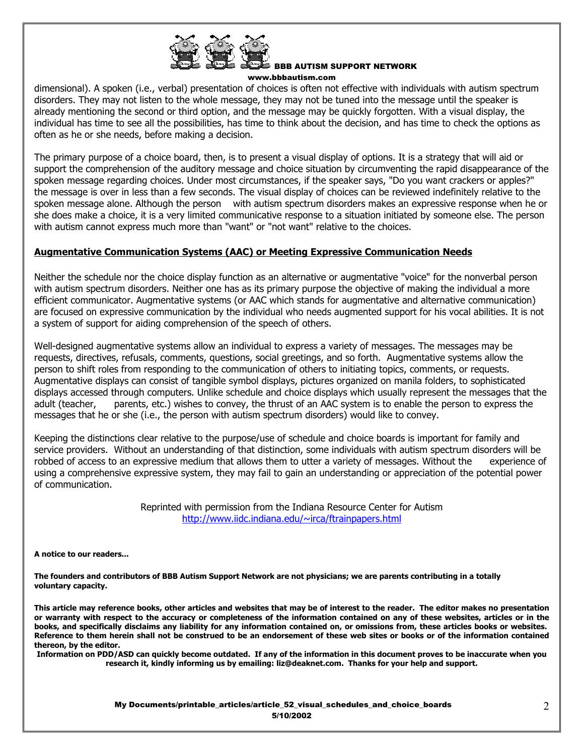dimensional). A spoken (i.e., verbal) presentation of choices is often not effective with individuals with autism spectrum disorders. They may not listen to the whole message, they may not be tuned into the message until the speaker is already mentioning the second or third option, and the message may be quickly forgotten. With a visual display, the individual has time to see all the possibilities, has time to think about the decision, and has time to check the options as often as he or she needs, before making a decision.

The primary purpose of a choice board, then, is to present a visual display of options. It is a strategy that will aid or support the comprehension of the auditory message and choice situation by circumventing the rapid disappearance of the spoken message regarding choices. Under most circumstances, if the speaker says, "Do you want crackers or apples?" the message is over in less than a few seconds. The visual display of choices can be reviewed indefinitely relative to the spoken message alone. Although the person with autism spectrum disorders makes an expressive response when he or she does make a choice, it is a very limited communicative response to a situation initiated by someone else. The person with autism cannot express much more than "want" or "not want" relative to the choices.

## Augmentative Communication Systems (AAC) or Meeting Expressive Communication Needs

Neither the schedule nor the choice display function as an alternative or augmentative "voice" for the nonverbal person with autism spectrum disorders. Neither one has as its primary purpose the objective of making the individual a more efficient communicator. Augmentative systems (or AAC which stands for augmentative and alternative communication) are focused on expressive communication by the individual who needs augmented support for his vocal abilities. It is not a system of support for aiding comprehension of the speech of others.

Well-designed augmentative systems allow an individual to express a variety of messages. The messages may be requests, directives, refusals, comments, questions, social greetings, and so forth. Augmentative systems allow the person to shift roles from responding to the communication of others to initiating topics, comments, or requests. Augmentative displays can consist of tangible symbol displays, pictures organized on manila folders, to sophisticated displays accessed through computers. Unlike schedule and choice displays which usually represent the messages that the adult (teacher, parents, etc.) wishes to convey, the thrust of an AAC system is to enable the person to express the messages that he or she (i.e., the person with autism spectrum disorders) would like to convey.

Keeping the distinctions clear relative to the purpose/use of schedule and choice boards is important for family and service providers. Without an understanding of that distinction, some individuals with autism spectrum disorders will be robbed of access to an expressive medium that allows them to utter a variety of messages. Without the experience of using a comprehensive expressive system, they may fail to gain an understanding or appreciation of the potential power of communication.

Reprinted with permission from the Indiana Resource Center for Autism
http://www.iidc.indiana.edu/~irca/ftrainpapers.html

**A notice to our readers...**

**The founders and contributors of BBB Autism Support Network are not physicians; we are parents contributing in a totally voluntary capacity.**

**This article may reference books, other articles and websites that may be of interest to the reader. The editor makes no presentation or warranty with respect to the accuracy or completeness of the information contained on any of these websites, articles or in the books, and specifically disclaims any liability for any information contained on, or omissions from, these articles books or websites. Reference to them herein shall not be construed to be an endorsement of these web sites or books or of the information contained thereon, by the editor.**

**Information on PDD/ASD can quickly become outdated. If any of the information in this document proves to be inaccurate when you research it, kindly informing us by emailing: liz@deaknet.com. Thanks for your help and support.**